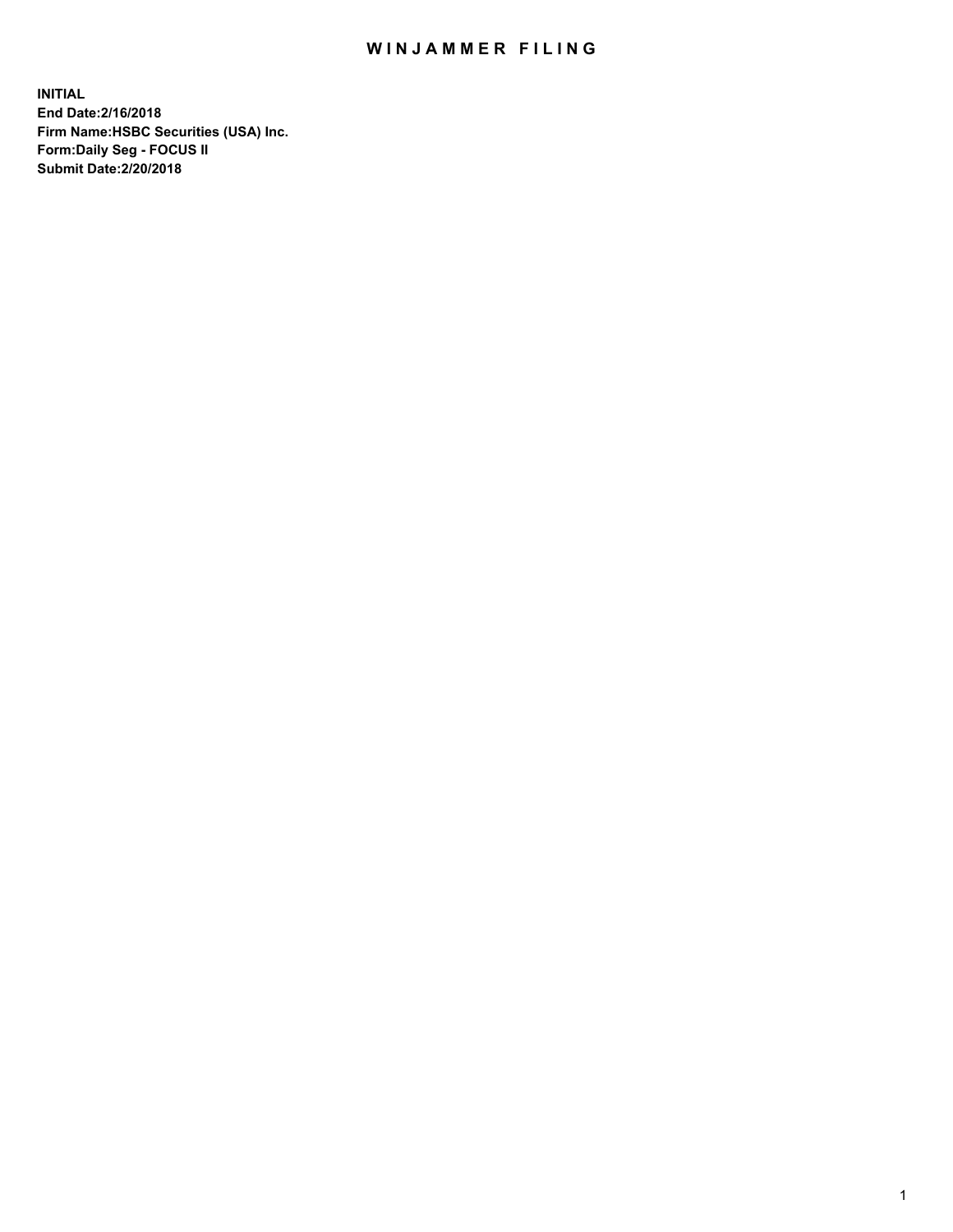# WINJAMMER FILING

**INITIAL**
**End Date:2/16/2018**
**Firm Name:HSBC Securities (USA) Inc.**
**Form:Daily Seg - FOCUS II**
**Submit Date:2/20/2018**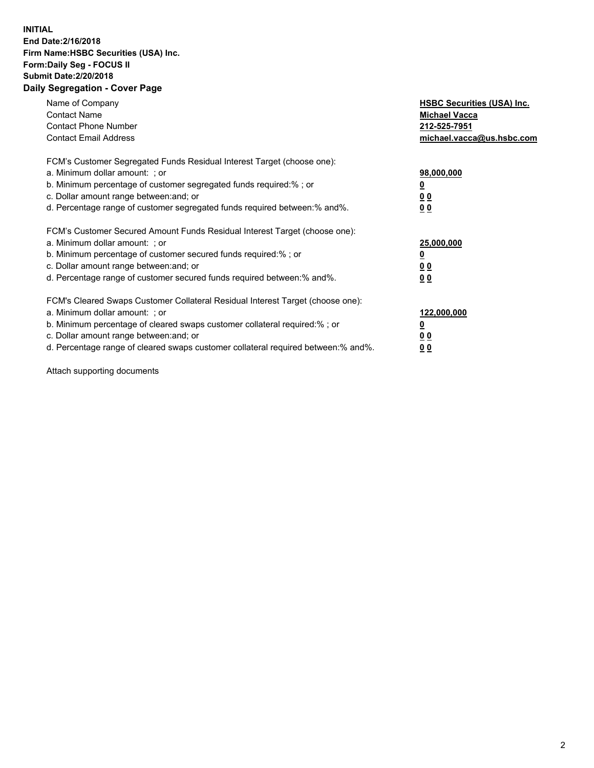**INITIAL**
**End Date:2/16/2018**
**Firm Name:HSBC Securities (USA) Inc.**
**Form:Daily Seg - FOCUS II**
**Submit Date:2/20/2018**

## Daily Segregation - Cover Page

| | |
|---|---|
| Name of Company | **HSBC Securities (USA) Inc.** |
| Contact Name | **Michael Vacca** |
| Contact Phone Number | **212-525-7951** |
| Contact Email Address | **michael.vacca@us.hsbc.com** |

FCM's Customer Segregated Funds Residual Interest Target (choose one):

| | |
|---|---|
| a. Minimum dollar amount: ; or | **98,000,000** |
| b. Minimum percentage of customer segregated funds required:% ; or | **0** |
| c. Dollar amount range between:and; or | **0 0** |
| d. Percentage range of customer segregated funds required between:% and%. | **0 0** |

FCM's Customer Secured Amount Funds Residual Interest Target (choose one):

| | |
|---|---|
| a. Minimum dollar amount: ; or | **25,000,000** |
| b. Minimum percentage of customer secured funds required:% ; or | **0** |
| c. Dollar amount range between:and; or | **0 0** |
| d. Percentage range of customer secured funds required between:% and%. | **0 0** |

FCM's Cleared Swaps Customer Collateral Residual Interest Target (choose one):

| | |
|---|---|
| a. Minimum dollar amount: ; or | **122,000,000** |
| b. Minimum percentage of cleared swaps customer collateral required:% ; or | **0** |
| c. Dollar amount range between:and; or | **0 0** |
| d. Percentage range of cleared swaps customer collateral required between:% and%. | **0 0** |

Attach supporting documents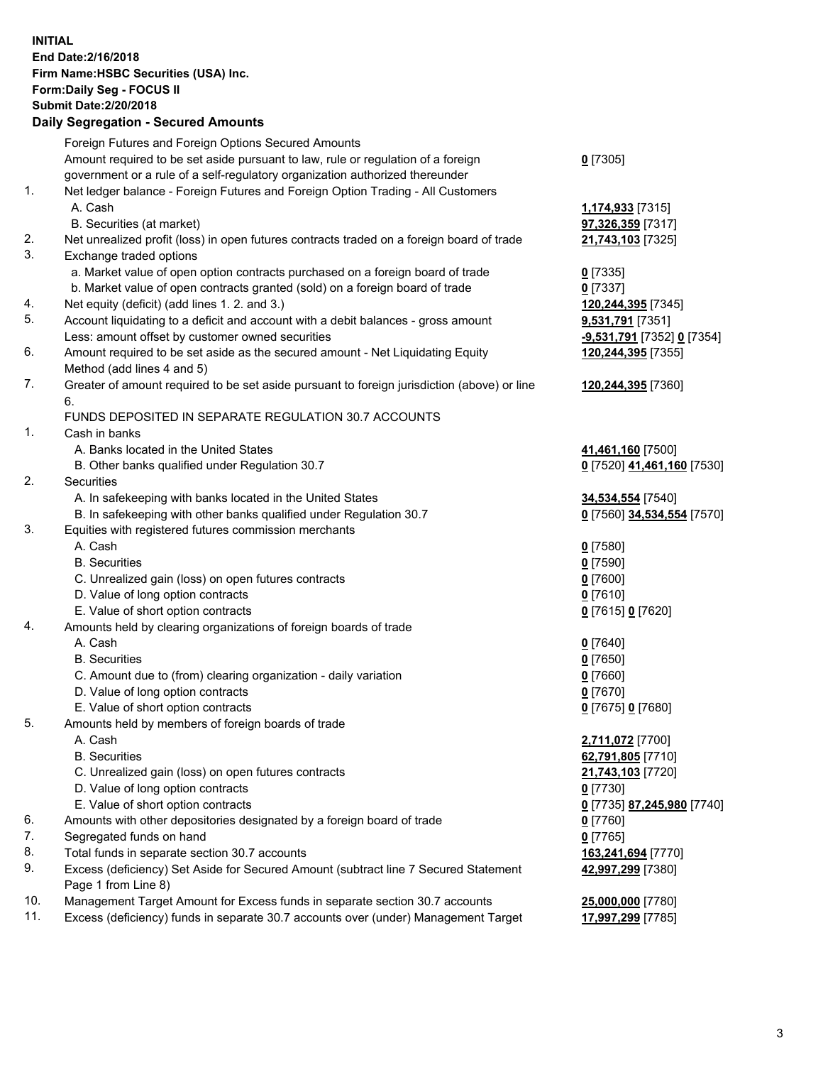**INITIAL**
**End Date:2/16/2018**
**Firm Name:HSBC Securities (USA) Inc.**
**Form:Daily Seg - FOCUS II**
**Submit Date:2/20/2018**

## Daily Segregation - Secured Amounts

| | | |
|---|---|---|
| | Foreign Futures and Foreign Options Secured Amounts | |
| | Amount required to be set aside pursuant to law, rule or regulation of a foreign government or a rule of a self-regulatory organization authorized thereunder | **0** [7305] |
| 1. | Net ledger balance - Foreign Futures and Foreign Option Trading - All Customers | |
| | A. Cash | **1,174,933** [7315] |
| | B. Securities (at market) | **97,326,359** [7317] |
| 2. | Net unrealized profit (loss) in open futures contracts traded on a foreign board of trade | **21,743,103** [7325] |
| 3. | Exchange traded options | |
| | a. Market value of open option contracts purchased on a foreign board of trade | **0** [7335] |
| | b. Market value of open contracts granted (sold) on a foreign board of trade | **0** [7337] |
| 4. | Net equity (deficit) (add lines 1. 2. and 3.) | **120,244,395** [7345] |
| 5. | Account liquidating to a deficit and account with a debit balances - gross amount | **9,531,791** [7351] |
| | Less: amount offset by customer owned securities | **-9,531,791** [7352] **0** [7354] |
| 6. | Amount required to be set aside as the secured amount - Net Liquidating Equity Method (add lines 4 and 5) | **120,244,395** [7355] |
| 7. | Greater of amount required to be set aside pursuant to foreign jurisdiction (above) or line 6. | **120,244,395** [7360] |
| | FUNDS DEPOSITED IN SEPARATE REGULATION 30.7 ACCOUNTS | |
| 1. | Cash in banks | |
| | A. Banks located in the United States | **41,461,160** [7500] |
| | B. Other banks qualified under Regulation 30.7 | **0** [7520] **41,461,160** [7530] |
| 2. | Securities | |
| | A. In safekeeping with banks located in the United States | **34,534,554** [7540] |
| | B. In safekeeping with other banks qualified under Regulation 30.7 | **0** [7560] **34,534,554** [7570] |
| 3. | Equities with registered futures commission merchants | |
| | A. Cash | **0** [7580] |
| | B. Securities | **0** [7590] |
| | C. Unrealized gain (loss) on open futures contracts | **0** [7600] |
| | D. Value of long option contracts | **0** [7610] |
| | E. Value of short option contracts | **0** [7615] **0** [7620] |
| 4. | Amounts held by clearing organizations of foreign boards of trade | |
| | A. Cash | **0** [7640] |
| | B. Securities | **0** [7650] |
| | C. Amount due to (from) clearing organization - daily variation | **0** [7660] |
| | D. Value of long option contracts | **0** [7670] |
| | E. Value of short option contracts | **0** [7675] **0** [7680] |
| 5. | Amounts held by members of foreign boards of trade | |
| | A. Cash | **2,711,072** [7700] |
| | B. Securities | **62,791,805** [7710] |
| | C. Unrealized gain (loss) on open futures contracts | **21,743,103** [7720] |
| | D. Value of long option contracts | **0** [7730] |
| | E. Value of short option contracts | **0** [7735] **87,245,980** [7740] |
| 6. | Amounts with other depositories designated by a foreign board of trade | **0** [7760] |
| 7. | Segregated funds on hand | **0** [7765] |
| 8. | Total funds in separate section 30.7 accounts | **163,241,694** [7770] |
| 9. | Excess (deficiency) Set Aside for Secured Amount (subtract line 7 Secured Statement Page 1 from Line 8) | **42,997,299** [7380] |
| 10. | Management Target Amount for Excess funds in separate section 30.7 accounts | **25,000,000** [7780] |
| 11. | Excess (deficiency) funds in separate 30.7 accounts over (under) Management Target | **17,997,299** [7785] |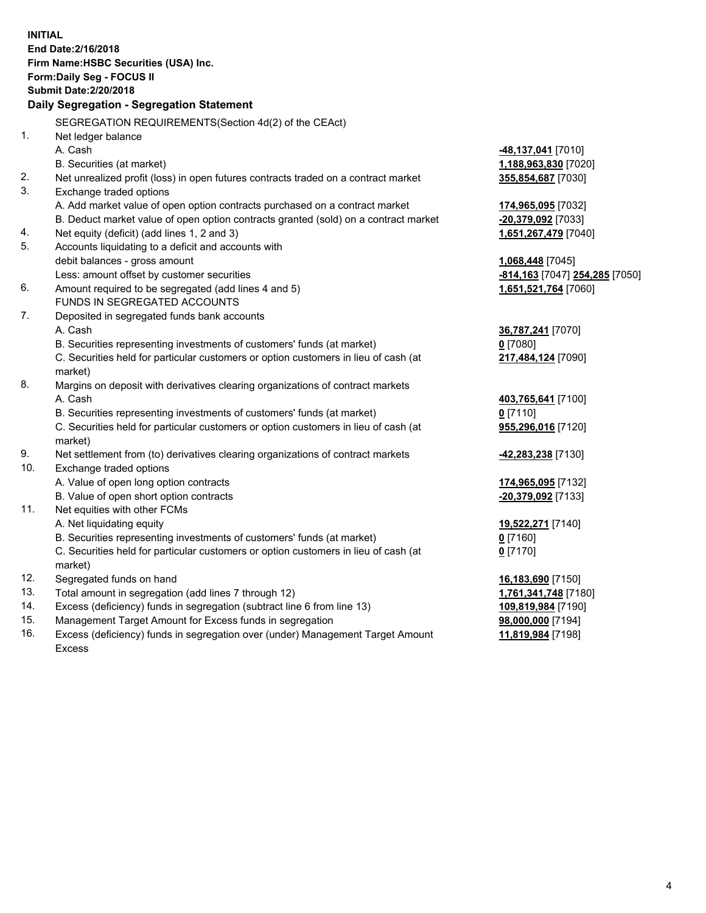**INITIAL**
**End Date:2/16/2018**
**Firm Name:HSBC Securities (USA) Inc.**
**Form:Daily Seg - FOCUS II**
**Submit Date:2/20/2018**

## Daily Segregation - Segregation Statement

SEGREGATION REQUIREMENTS(Section 4d(2) of the CEAct)

| | | |
|---|---|---|
| 1. | Net ledger balance | |
| | A. Cash | **-48,137,041** [7010] |
| | B. Securities (at market) | **1,188,963,830** [7020] |
| 2. | Net unrealized profit (loss) in open futures contracts traded on a contract market | **355,854,687** [7030] |
| 3. | Exchange traded options | |
| | A. Add market value of open option contracts purchased on a contract market | **174,965,095** [7032] |
| | B. Deduct market value of open option contracts granted (sold) on a contract market | **-20,379,092** [7033] |
| 4. | Net equity (deficit) (add lines 1, 2 and 3) | **1,651,267,479** [7040] |
| 5. | Accounts liquidating to a deficit and accounts with debit balances - gross amount | **1,068,448** [7045] |
| | Less: amount offset by customer securities | **-814,163** [7047] **254,285** [7050] |
| 6. | Amount required to be segregated (add lines 4 and 5) | **1,651,521,764** [7060] |
| | FUNDS IN SEGREGATED ACCOUNTS | |
| 7. | Deposited in segregated funds bank accounts | |
| | A. Cash | **36,787,241** [7070] |
| | B. Securities representing investments of customers' funds (at market) | **0** [7080] |
| | C. Securities held for particular customers or option customers in lieu of cash (at market) | **217,484,124** [7090] |
| 8. | Margins on deposit with derivatives clearing organizations of contract markets | |
| | A. Cash | **403,765,641** [7100] |
| | B. Securities representing investments of customers' funds (at market) | **0** [7110] |
| | C. Securities held for particular customers or option customers in lieu of cash (at market) | **955,296,016** [7120] |
| 9. | Net settlement from (to) derivatives clearing organizations of contract markets | **-42,283,238** [7130] |
| 10. | Exchange traded options | |
| | A. Value of open long option contracts | **174,965,095** [7132] |
| | B. Value of open short option contracts | **-20,379,092** [7133] |
| 11. | Net equities with other FCMs | |
| | A. Net liquidating equity | **19,522,271** [7140] |
| | B. Securities representing investments of customers' funds (at market) | **0** [7160] |
| | C. Securities held for particular customers or option customers in lieu of cash (at market) | **0** [7170] |
| 12. | Segregated funds on hand | **16,183,690** [7150] |
| 13. | Total amount in segregation (add lines 7 through 12) | **1,761,341,748** [7180] |
| 14. | Excess (deficiency) funds in segregation (subtract line 6 from line 13) | **109,819,984** [7190] |
| 15. | Management Target Amount for Excess funds in segregation | **98,000,000** [7194] |
| 16. | Excess (deficiency) funds in segregation over (under) Management Target Amount Excess | **11,819,984** [7198] |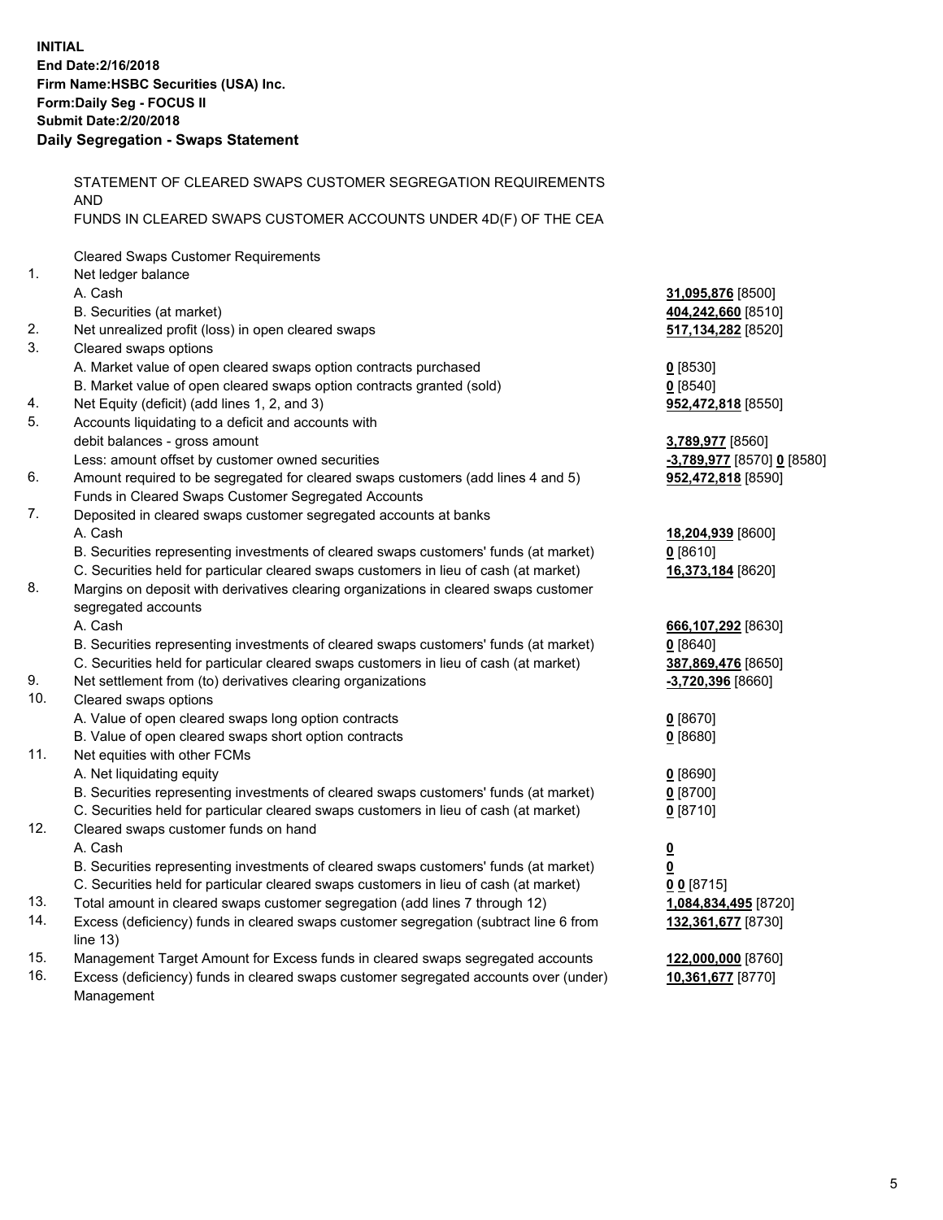**INITIAL**
**End Date:2/16/2018**
**Firm Name:HSBC Securities (USA) Inc.**
**Form:Daily Seg - FOCUS II**
**Submit Date:2/20/2018**
**Daily Segregation - Swaps Statement**

STATEMENT OF CLEARED SWAPS CUSTOMER SEGREGATION REQUIREMENTS AND FUNDS IN CLEARED SWAPS CUSTOMER ACCOUNTS UNDER 4D(F) OF THE CEA

| | | |
|---|---|---|
| | Cleared Swaps Customer Requirements | |
| 1. | Net ledger balance | |
| | A. Cash | **31,095,876** [8500] |
| | B. Securities (at market) | **404,242,660** [8510] |
| 2. | Net unrealized profit (loss) in open cleared swaps | **517,134,282** [8520] |
| 3. | Cleared swaps options | |
| | A. Market value of open cleared swaps option contracts purchased | **0** [8530] |
| | B. Market value of open cleared swaps option contracts granted (sold) | **0** [8540] |
| 4. | Net Equity (deficit) (add lines 1, 2, and 3) | **952,472,818** [8550] |
| 5. | Accounts liquidating to a deficit and accounts with | |
| | debit balances - gross amount | **3,789,977** [8560] |
| | Less: amount offset by customer owned securities | **-3,789,977** [8570] **0** [8580] |
| 6. | Amount required to be segregated for cleared swaps customers (add lines 4 and 5) | **952,472,818** [8590] |
| | Funds in Cleared Swaps Customer Segregated Accounts | |
| 7. | Deposited in cleared swaps customer segregated accounts at banks | |
| | A. Cash | **18,204,939** [8600] |
| | B. Securities representing investments of cleared swaps customers' funds (at market) | **0** [8610] |
| | C. Securities held for particular cleared swaps customers in lieu of cash (at market) | **16,373,184** [8620] |
| 8. | Margins on deposit with derivatives clearing organizations in cleared swaps customer segregated accounts | |
| | A. Cash | **666,107,292** [8630] |
| | B. Securities representing investments of cleared swaps customers' funds (at market) | **0** [8640] |
| | C. Securities held for particular cleared swaps customers in lieu of cash (at market) | **387,869,476** [8650] |
| 9. | Net settlement from (to) derivatives clearing organizations | **-3,720,396** [8660] |
| 10. | Cleared swaps options | |
| | A. Value of open cleared swaps long option contracts | **0** [8670] |
| | B. Value of open cleared swaps short option contracts | **0** [8680] |
| 11. | Net equities with other FCMs | |
| | A. Net liquidating equity | **0** [8690] |
| | B. Securities representing investments of cleared swaps customers' funds (at market) | **0** [8700] |
| | C. Securities held for particular cleared swaps customers in lieu of cash (at market) | **0** [8710] |
| 12. | Cleared swaps customer funds on hand | |
| | A. Cash | **0** |
| | B. Securities representing investments of cleared swaps customers' funds (at market) | **0** |
| | C. Securities held for particular cleared swaps customers in lieu of cash (at market) | **0** **0** [8715] |
| 13. | Total amount in cleared swaps customer segregation (add lines 7 through 12) | **1,084,834,495** [8720] |
| 14. | Excess (deficiency) funds in cleared swaps customer segregation (subtract line 6 from line 13) | **132,361,677** [8730] |
| 15. | Management Target Amount for Excess funds in cleared swaps segregated accounts | **122,000,000** [8760] |
| 16. | Excess (deficiency) funds in cleared swaps customer segregated accounts over (under) Management | **10,361,677** [8770] |